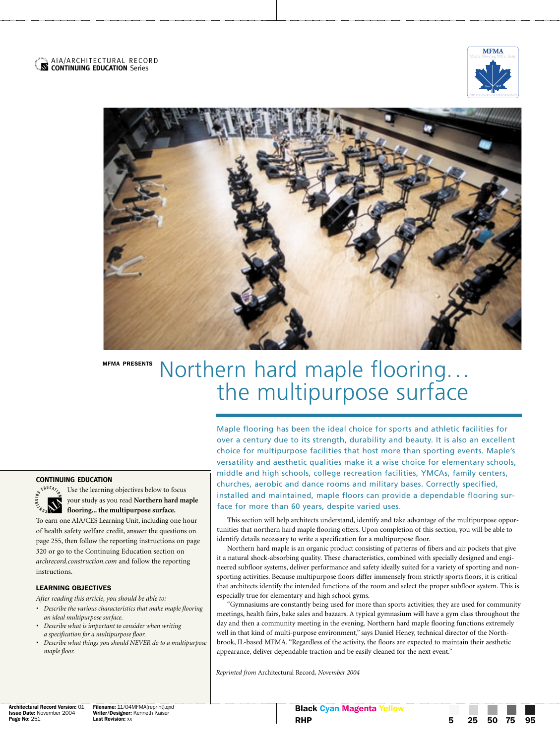AIA/ARCHITECTURAL RECORD
**CONTINUING EDUCATION** Series

MFMA PRESENTS

# Northern hard maple flooring… the multipurpose surface

Maple flooring has been the ideal choice for sports and athletic facilities for over a century due to its strength, durability and beauty. It is also an excellent choice for multipurpose facilities that host more than sporting events. Maple's versatility and aesthetic qualities make it a wise choice for elementary schools, middle and high schools, college recreation facilities, YMCAs, family centers, churches, aerobic and dance rooms and military bases. Correctly specified, installed and maintained, maple floors can provide a dependable flooring surface for more than 60 years, despite varied uses.

## CONTINUING EDUCATION

Use the learning objectives below to focus your study as you read **Northern hard maple flooring… the multipurpose surface.**

To earn one AIA/CES Learning Unit, including one hour of health safety welfare credit, answer the questions on page 255, then follow the reporting instructions on page 320 or go to the Continuing Education section on *archrecord.construction.com* and follow the reporting instructions.

## LEARNING OBJECTIVES

*After reading this article, you should be able to:*

- *Describe the various characteristics that make maple flooring an ideal multipurpose surface.*
- *Describe what is important to consider when writing a specification for a multipurpose floor.*
- *Describe what things you should NEVER do to a multipurpose maple floor.*

This section will help architects understand, identify and take advantage of the multipurpose opportunities that northern hard maple flooring offers. Upon completion of this section, you will be able to identify details necessary to write a specification for a multipurpose floor.

Northern hard maple is an organic product consisting of patterns of fibers and air pockets that give it a natural shock-absorbing quality. These characteristics, combined with specially designed and engineered subfloor systems, deliver performance and safety ideally suited for a variety of sporting and non-sporting activities. Because multipurpose floors differ immensely from strictly sports floors, it is critical that architects identify the intended functions of the room and select the proper subfloor system. This is especially true for elementary and high school gyms.

"Gymnasiums are constantly being used for more than sports activities; they are used for community meetings, health fairs, bake sales and bazaars. A typical gymnasium will have a gym class throughout the day and then a community meeting in the evening. Northern hard maple flooring functions extremely well in that kind of multi-purpose environment," says Daniel Heney, technical director of the Northbrook, IL-based MFMA. "Regardless of the activity, the floors are expected to maintain their aesthetic appearance, deliver dependable traction and be easily cleaned for the next event."

*Reprinted from* Architectural Record*, November 2004*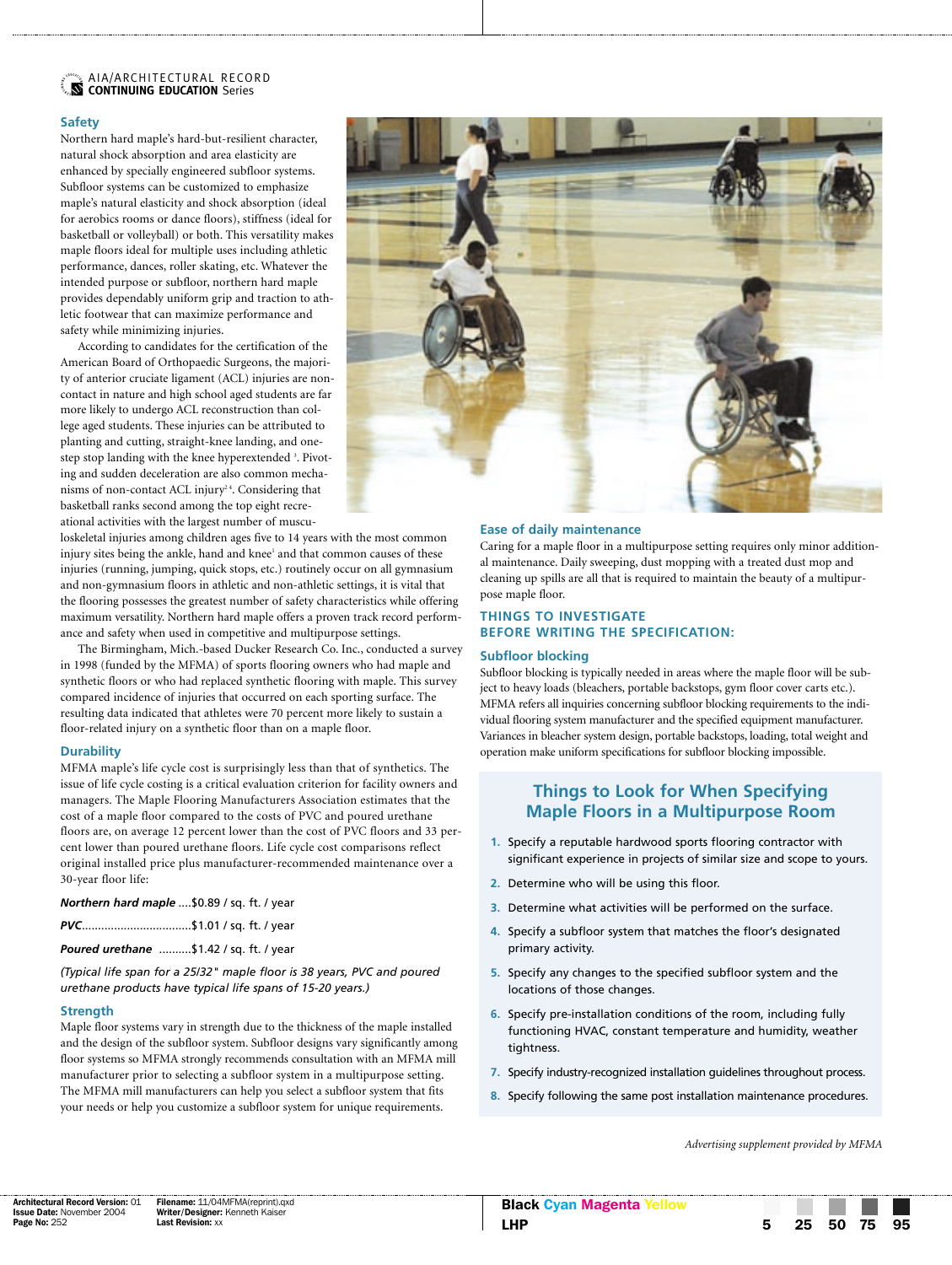## Safety

Northern hard maple's hard-but-resilient character, natural shock absorption and area elasticity are enhanced by specially engineered subfloor systems. Subfloor systems can be customized to emphasize maple's natural elasticity and shock absorption (ideal for aerobics rooms or dance floors), stiffness (ideal for basketball or volleyball) or both. This versatility makes maple floors ideal for multiple uses including athletic performance, dances, roller skating, etc. Whatever the intended purpose or subfloor, northern hard maple provides dependably uniform grip and traction to athletic footwear that can maximize performance and safety while minimizing injuries.

According to candidates for the certification of the American Board of Orthopaedic Surgeons, the majority of anterior cruciate ligament (ACL) injuries are non-contact in nature and high school aged students are far more likely to undergo ACL reconstruction than college aged students. These injuries can be attributed to planting and cutting, straight-knee landing, and one-step stop landing with the knee hyperextended [3]. Pivoting and sudden deceleration are also common mechanisms of non-contact ACL injury[2,4]. Considering that basketball ranks second among the top eight recreational activities with the largest number of musculoskeletal injuries among children ages five to 14 years with the most common injury sites being the ankle, hand and knee[1] and that common causes of these injuries (running, jumping, quick stops, etc.) routinely occur on all gymnasium and non-gymnasium floors in athletic and non-athletic settings, it is vital that the flooring possesses the greatest number of safety characteristics while offering maximum versatility. Northern hard maple offers a proven track record performance and safety when used in competitive and multipurpose settings.

The Birmingham, Mich.-based Ducker Research Co. Inc., conducted a survey in 1998 (funded by the MFMA) of sports flooring owners who had maple and synthetic floors or who had replaced synthetic flooring with maple. This survey compared incidence of injuries that occurred on each sporting surface. The resulting data indicated that athletes were 70 percent more likely to sustain a floor-related injury on a synthetic floor than on a maple floor.

## Durability

MFMA maple's life cycle cost is surprisingly less than that of synthetics. The issue of life cycle costing is a critical evaluation criterion for facility owners and managers. The Maple Flooring Manufacturers Association estimates that the cost of a maple floor compared to the costs of PVC and poured urethane floors are, on average 12 percent lower than the cost of PVC floors and 33 percent lower than poured urethane floors. Life cycle cost comparisons reflect original installed price plus manufacturer-recommended maintenance over a 30-year floor life:

***Northern hard maple*** ....$0.89 / sq. ft. / year

***PVC***.................................$1.01 / sq. ft. / year

***Poured urethane*** ..........$1.42 / sq. ft. / year

*(Typical life span for a 25/32" maple floor is 38 years, PVC and poured urethane products have typical life spans of 15-20 years.)*

## Strength

Maple floor systems vary in strength due to the thickness of the maple installed and the design of the subfloor system. Subfloor designs vary significantly among floor systems so MFMA strongly recommends consultation with an MFMA mill manufacturer prior to selecting a subfloor system in a multipurpose setting. The MFMA mill manufacturers can help you select a subfloor system that fits your needs or help you customize a subfloor system for unique requirements.

## Ease of daily maintenance

Caring for a maple floor in a multipurpose setting requires only minor additional maintenance. Daily sweeping, dust mopping with a treated dust mop and cleaning up spills are all that is required to maintain the beauty of a multipurpose maple floor.

## THINGS TO INVESTIGATE BEFORE WRITING THE SPECIFICATION:

### Subfloor blocking

Subfloor blocking is typically needed in areas where the maple floor will be subject to heavy loads (bleachers, portable backstops, gym floor cover carts etc.). MFMA refers all inquiries concerning subfloor blocking requirements to the individual flooring system manufacturer and the specified equipment manufacturer. Variances in bleacher system design, portable backstops, loading, total weight and operation make uniform specifications for subfloor blocking impossible.

## Things to Look for When Specifying Maple Floors in a Multipurpose Room

1. Specify a reputable hardwood sports flooring contractor with significant experience in projects of similar size and scope to yours.
2. Determine who will be using this floor.
3. Determine what activities will be performed on the surface.
4. Specify a subfloor system that matches the floor's designated primary activity.
5. Specify any changes to the specified subfloor system and the locations of those changes.
6. Specify pre-installation conditions of the room, including fully functioning HVAC, constant temperature and humidity, weather tightness.
7. Specify industry-recognized installation guidelines throughout process.
8. Specify following the same post installation maintenance procedures.

*Advertising supplement provided by MFMA*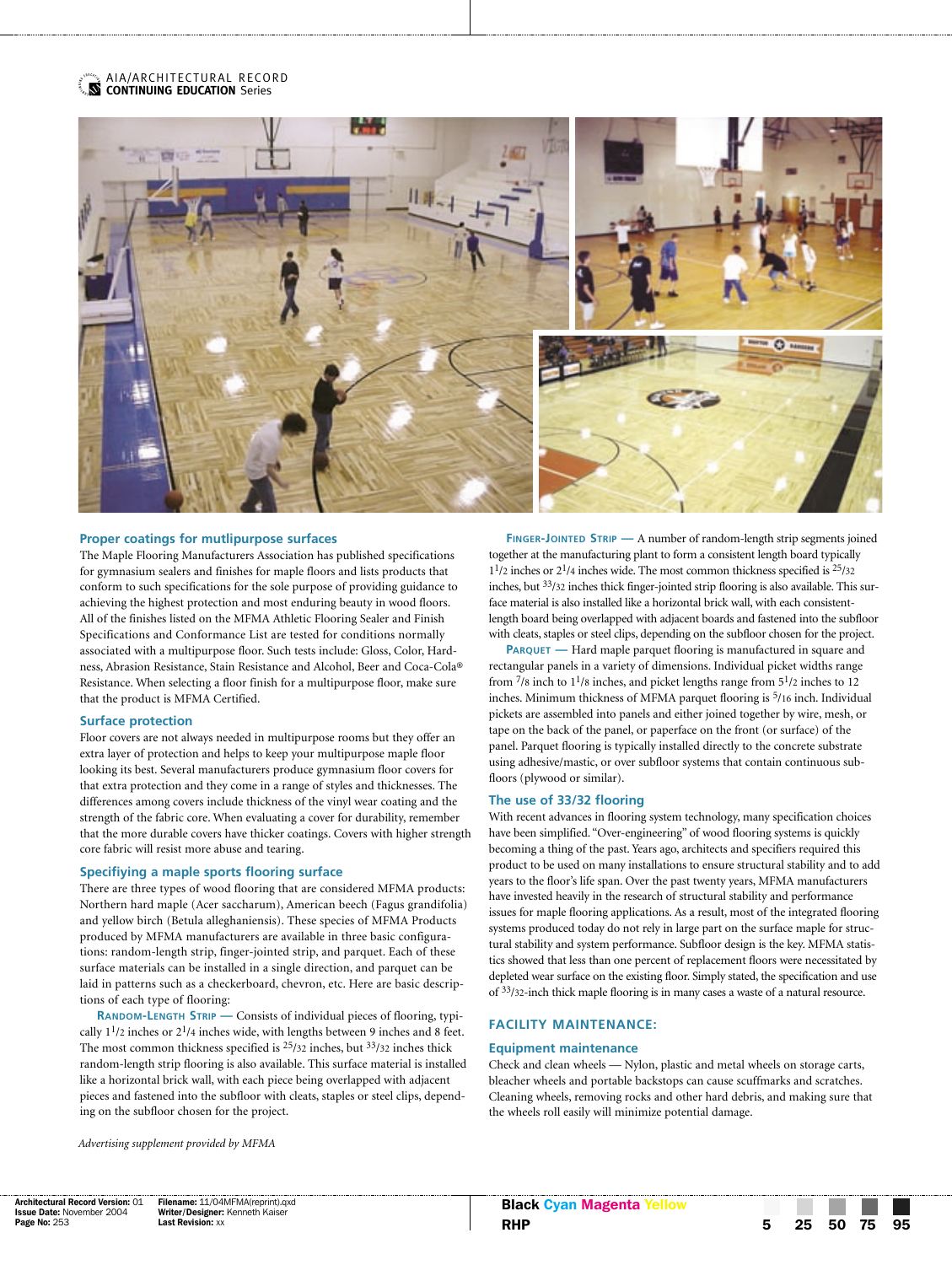## Proper coatings for mutlipurpose surfaces

The Maple Flooring Manufacturers Association has published specifications for gymnasium sealers and finishes for maple floors and lists products that conform to such specifications for the sole purpose of providing guidance to achieving the highest protection and most enduring beauty in wood floors. All of the finishes listed on the MFMA Athletic Flooring Sealer and Finish Specifications and Conformance List are tested for conditions normally associated with a multipurpose floor. Such tests include: Gloss, Color, Hardness, Abrasion Resistance, Stain Resistance and Alcohol, Beer and Coca-Cola® Resistance. When selecting a floor finish for a multipurpose floor, make sure that the product is MFMA Certified.

## Surface protection

Floor covers are not always needed in multipurpose rooms but they offer an extra layer of protection and helps to keep your multipurpose maple floor looking its best. Several manufacturers produce gymnasium floor covers for that extra protection and they come in a range of styles and thicknesses. The differences among covers include thickness of the vinyl wear coating and the strength of the fabric core. When evaluating a cover for durability, remember that the more durable covers have thicker coatings. Covers with higher strength core fabric will resist more abuse and tearing.

## Specifiying a maple sports flooring surface

There are three types of wood flooring that are considered MFMA products: Northern hard maple (Acer saccharum), American beech (Fagus grandifolia) and yellow birch (Betula alleghaniensis). These species of MFMA Products produced by MFMA manufacturers are available in three basic configurations: random-length strip, finger-jointed strip, and parquet. Each of these surface materials can be installed in a single direction, and parquet can be laid in patterns such as a checkerboard, chevron, etc. Here are basic descriptions of each type of flooring:

**Random-Length Strip** — Consists of individual pieces of flooring, typically 1 1/2 inches or 2 1/4 inches wide, with lengths between 9 inches and 8 feet. The most common thickness specified is 25/32 inches, but 33/32 inches thick random-length strip flooring is also available. This surface material is installed like a horizontal brick wall, with each piece being overlapped with adjacent pieces and fastened into the subfloor with cleats, staples or steel clips, depending on the subfloor chosen for the project.

**Finger-Jointed Strip** — A number of random-length strip segments joined together at the manufacturing plant to form a consistent length board typically 1 1/2 inches or 2 1/4 inches wide. The most common thickness specified is 25/32 inches, but 33/32 inches thick finger-jointed strip flooring is also available. This surface material is also installed like a horizontal brick wall, with each consistent-length board being overlapped with adjacent boards and fastened into the subfloor with cleats, staples or steel clips, depending on the subfloor chosen for the project.

**Parquet** — Hard maple parquet flooring is manufactured in square and rectangular panels in a variety of dimensions. Individual picket widths range from 7/8 inch to 1 1/8 inches, and picket lengths range from 5 1/2 inches to 12 inches. Minimum thickness of MFMA parquet flooring is 5/16 inch. Individual pickets are assembled into panels and either joined together by wire, mesh, or tape on the back of the panel, or paperface on the front (or surface) of the panel. Parquet flooring is typically installed directly to the concrete substrate using adhesive/mastic, or over subfloor systems that contain continuous subfloors (plywood or similar).

## The use of 33/32 flooring

With recent advances in flooring system technology, many specification choices have been simplified. "Over-engineering" of wood flooring systems is quickly becoming a thing of the past. Years ago, architects and specifiers required this product to be used on many installations to ensure structural stability and to add years to the floor's life span. Over the past twenty years, MFMA manufacturers have invested heavily in the research of structural stability and performance issues for maple flooring applications. As a result, most of the integrated flooring systems produced today do not rely in large part on the surface maple for structural stability and system performance. Subfloor design is the key. MFMA statistics showed that less than one percent of replacement floors were necessitated by depleted wear surface on the existing floor. Simply stated, the specification and use of 33/32-inch thick maple flooring is in many cases a waste of a natural resource.

## FACILITY MAINTENANCE:

### Equipment maintenance

Check and clean wheels — Nylon, plastic and metal wheels on storage carts, bleacher wheels and portable backstops can cause scuffmarks and scratches. Cleaning wheels, removing rocks and other hard debris, and making sure that the wheels roll easily will minimize potential damage.

*Advertising supplement provided by MFMA*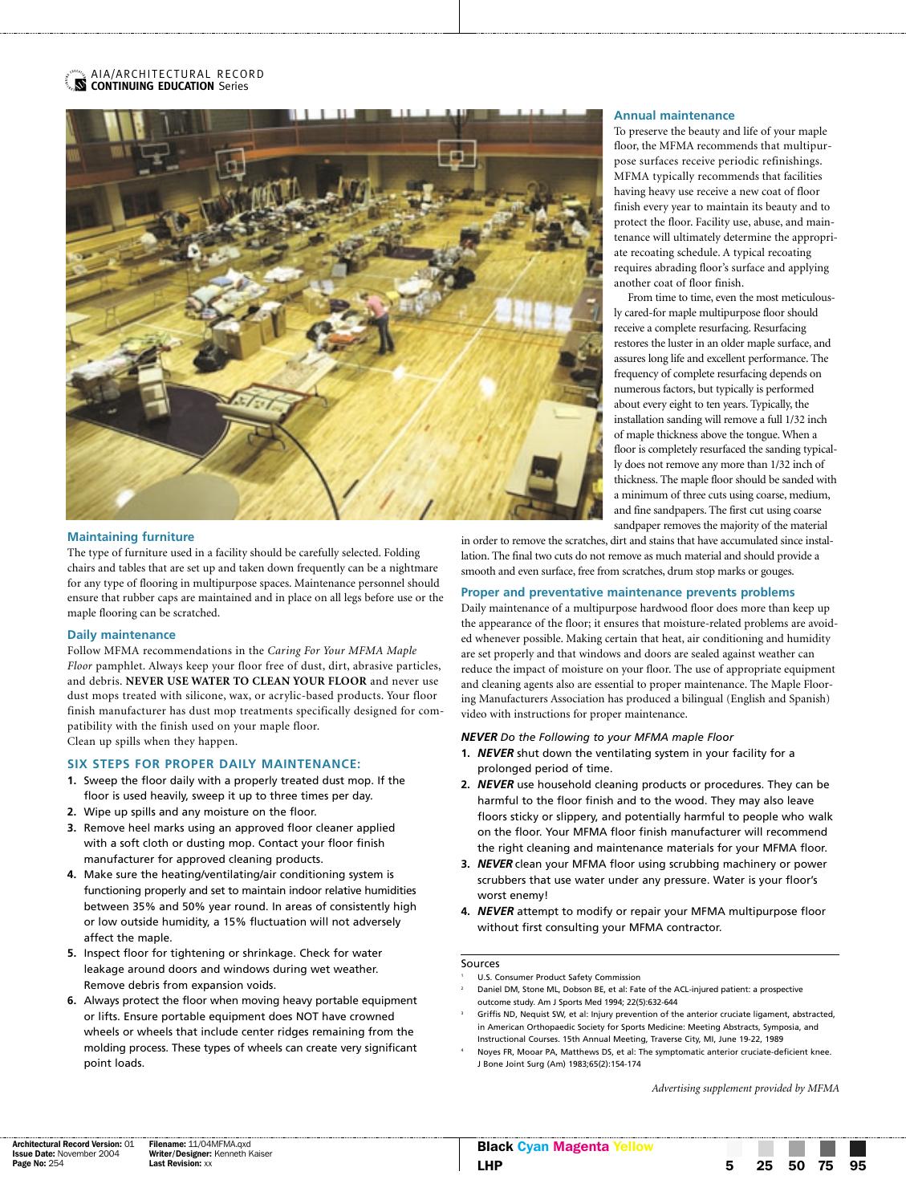## Annual maintenance

To preserve the beauty and life of your maple floor, the MFMA recommends that multipurpose surfaces receive periodic refinishings. MFMA typically recommends that facilities having heavy use receive a new coat of floor finish every year to maintain its beauty and to protect the floor. Facility use, abuse, and maintenance will ultimately determine the appropriate recoating schedule. A typical recoating requires abrading floor's surface and applying another coat of floor finish.

From time to time, even the most meticulously cared-for maple multipurpose floor should receive a complete resurfacing. Resurfacing restores the luster in an older maple surface, and assures long life and excellent performance. The frequency of complete resurfacing depends on numerous factors, but typically is performed about every eight to ten years. Typically, the installation sanding will remove a full 1/32 inch of maple thickness above the tongue. When a floor is completely resurfaced the sanding typically does not remove any more than 1/32 inch of thickness. The maple floor should be sanded with a minimum of three cuts using coarse, medium, and fine sandpapers. The first cut using coarse sandpaper removes the majority of the material in order to remove the scratches, dirt and stains that have accumulated since installation. The final two cuts do not remove as much material and should provide a smooth and even surface, free from scratches, drum stop marks or gouges.

## Maintaining furniture

The type of furniture used in a facility should be carefully selected. Folding chairs and tables that are set up and taken down frequently can be a nightmare for any type of flooring in multipurpose spaces. Maintenance personnel should ensure that rubber caps are maintained and in place on all legs before use or the maple flooring can be scratched.

## Daily maintenance

Follow MFMA recommendations in the *Caring For Your MFMA Maple Floor* pamphlet. Always keep your floor free of dust, dirt, abrasive particles, and debris. **NEVER USE WATER TO CLEAN YOUR FLOOR** and never use dust mops treated with silicone, wax, or acrylic-based products. Your floor finish manufacturer has dust mop treatments specifically designed for compatibility with the finish used on your maple floor.

Clean up spills when they happen.

## SIX STEPS FOR PROPER DAILY MAINTENANCE:

1. Sweep the floor daily with a properly treated dust mop. If the floor is used heavily, sweep it up to three times per day.
2. Wipe up spills and any moisture on the floor.
3. Remove heel marks using an approved floor cleaner applied with a soft cloth or dusting mop. Contact your floor finish manufacturer for approved cleaning products.
4. Make sure the heating/ventilating/air conditioning system is functioning properly and set to maintain indoor relative humidities between 35% and 50% year round. In areas of consistently high or low outside humidity, a 15% fluctuation will not adversely affect the maple.
5. Inspect floor for tightening or shrinkage. Check for water leakage around doors and windows during wet weather. Remove debris from expansion voids.
6. Always protect the floor when moving heavy portable equipment or lifts. Ensure portable equipment does NOT have crowned wheels or wheels that include center ridges remaining from the molding process. These types of wheels can create very significant point loads.

## Proper and preventative maintenance prevents problems

Daily maintenance of a multipurpose hardwood floor does more than keep up the appearance of the floor; it ensures that moisture-related problems are avoided whenever possible. Making certain that heat, air conditioning and humidity are set properly and that windows and doors are sealed against weather can reduce the impact of moisture on your floor. The use of appropriate equipment and cleaning agents also are essential to proper maintenance. The Maple Flooring Manufacturers Association has produced a bilingual (English and Spanish) video with instructions for proper maintenance.

***NEVER*** *Do the Following to your MFMA maple Floor*

1. ***NEVER*** shut down the ventilating system in your facility for a prolonged period of time.
2. ***NEVER*** use household cleaning products or procedures. They can be harmful to the floor finish and to the wood. They may also leave floors sticky or slippery, and potentially harmful to people who walk on the floor. Your MFMA floor finish manufacturer will recommend the right cleaning and maintenance materials for your MFMA floor.
3. ***NEVER*** clean your MFMA floor using scrubbing machinery or power scrubbers that use water under any pressure. Water is your floor's worst enemy!
4. ***NEVER*** attempt to modify or repair your MFMA multipurpose floor without first consulting your MFMA contractor.

Sources

[1] U.S. Consumer Product Safety Commission

[2] Daniel DM, Stone ML, Dobson BE, et al: Fate of the ACL-injured patient: a prospective outcome study. Am J Sports Med 1994; 22(5):632-644

[3] Griffis ND, Nequist SW, et al: Injury prevention of the anterior cruciate ligament, abstracted, in American Orthopaedic Society for Sports Medicine: Meeting Abstracts, Symposia, and Instructional Courses. 15th Annual Meeting, Traverse City, MI, June 19-22, 1989

[4] Noyes FR, Mooar PA, Matthews DS, et al: The symptomatic anterior cruciate-deficient knee. J Bone Joint Surg (Am) 1983;65(2):154-174

*Advertising supplement provided by MFMA*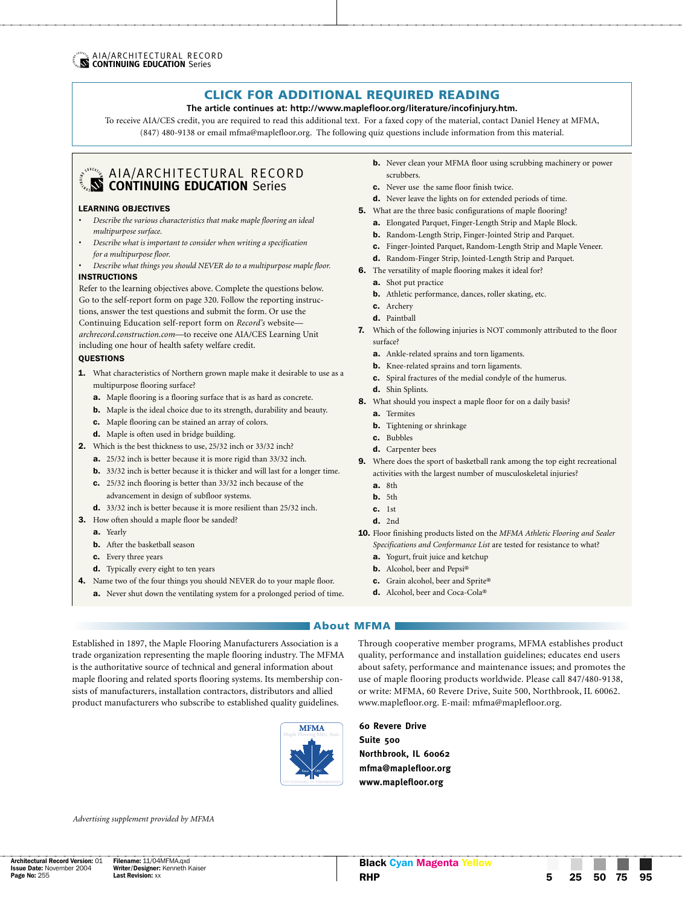## CLICK FOR ADDITIONAL REQUIRED READING

**The article continues at: http://www.maplefloor.org/literature/incofinjury.htm.**

To receive AIA/CES credit, you are required to read this additional text. For a faxed copy of the material, contact Daniel Heney at MFMA, (847) 480-9138 or email mfma@maplefloor.org. The following quiz questions include information from this material.

## AIA/ARCHITECTURAL RECORD CONTINUING EDUCATION Series

### LEARNING OBJECTIVES

- *Describe the various characteristics that make maple flooring an ideal multipurpose surface.*
- *Describe what is important to consider when writing a specification for a multipurpose floor.*
- *Describe what things you should NEVER do to a multipurpose maple floor.*

### INSTRUCTIONS

Refer to the learning objectives above. Complete the questions below. Go to the self-report form on page 320. Follow the reporting instructions, answer the test questions and submit the form. Or use the Continuing Education self-report form on *Record's* website—*archrecord.construction.com*—to receive one AIA/CES Learning Unit including one hour of health safety welfare credit.

### QUESTIONS

**1.** What characteristics of Northern grown maple make it desirable to use as a multipurpose flooring surface?
- **a.** Maple flooring is a flooring surface that is as hard as concrete.
- **b.** Maple is the ideal choice due to its strength, durability and beauty.
- **c.** Maple flooring can be stained an array of colors.
- **d.** Maple is often used in bridge building.

**2.** Which is the best thickness to use, 25/32 inch or 33/32 inch?
- **a.** 25/32 inch is better because it is more rigid than 33/32 inch.
- **b.** 33/32 inch is better because it is thicker and will last for a longer time.
- **c.** 25/32 inch flooring is better than 33/32 inch because of the advancement in design of subfloor systems.
- **d.** 33/32 inch is better because it is more resilient than 25/32 inch.

**3.** How often should a maple floor be sanded?
- **a.** Yearly
- **b.** After the basketball season
- **c.** Every three years
- **d.** Typically every eight to ten years

**4.** Name two of the four things you should NEVER do to your maple floor.
- **a.** Never shut down the ventilating system for a prolonged period of time.
- **b.** Never clean your MFMA floor using scrubbing machinery or power scrubbers.
- **c.** Never use the same floor finish twice.
- **d.** Never leave the lights on for extended periods of time.

**5.** What are the three basic configurations of maple flooring?
- **a.** Elongated Parquet, Finger-Length Strip and Maple Block.
- **b.** Random-Length Strip, Finger-Jointed Strip and Parquet.
- **c.** Finger-Jointed Parquet, Random-Length Strip and Maple Veneer.
- **d.** Random-Finger Strip, Jointed-Length Strip and Parquet.

**6.** The versatility of maple flooring makes it ideal for?
- **a.** Shot put practice
- **b.** Athletic performance, dances, roller skating, etc.
- **c.** Archery
- **d.** Paintball

**7.** Which of the following injuries is NOT commonly attributed to the floor surface?
- **a.** Ankle-related sprains and torn ligaments.
- **b.** Knee-related sprains and torn ligaments.
- **c.** Spiral fractures of the medial condyle of the humerus.
- **d.** Shin Splints.

**8.** What should you inspect a maple floor for on a daily basis?
- **a.** Termites
- **b.** Tightening or shrinkage
- **c.** Bubbles
- **d.** Carpenter bees

**9.** Where does the sport of basketball rank among the top eight recreational activities with the largest number of musculoskeletal injuries?
- **a.** 8th
- **b.** 5th
- **c.** 1st
- **d.** 2nd

**10.** Floor finishing products listed on the *MFMA Athletic Flooring and Sealer Specifications and Conformance List* are tested for resistance to what?
- **a.** Yogurt, fruit juice and ketchup
- **b.** Alcohol, beer and Pepsi®
- **c.** Grain alcohol, beer and Sprite®
- **d.** Alcohol, beer and Coca-Cola®

## About MFMA

Established in 1897, the Maple Flooring Manufacturers Association is a trade organization representing the maple flooring industry. The MFMA is the authoritative source of technical and general information about maple flooring and related sports flooring systems. Its membership consists of manufacturers, installation contractors, distributors and allied product manufacturers who subscribe to established quality guidelines.

Through cooperative member programs, MFMA establishes product quality, performance and installation guidelines; educates end users about safety, performance and maintenance issues; and promotes the use of maple flooring products worldwide. Please call 847/480-9138, or write: MFMA, 60 Revere Drive, Suite 500, Northbrook, IL 60062. www.maplefloor.org. E-mail: mfma@maplefloor.org.

**60 Revere Drive**
**Suite 500**
**Northbrook, IL 60062**
**mfma@maplefloor.org**
**www.maplefloor.org**

*Advertising supplement provided by MFMA*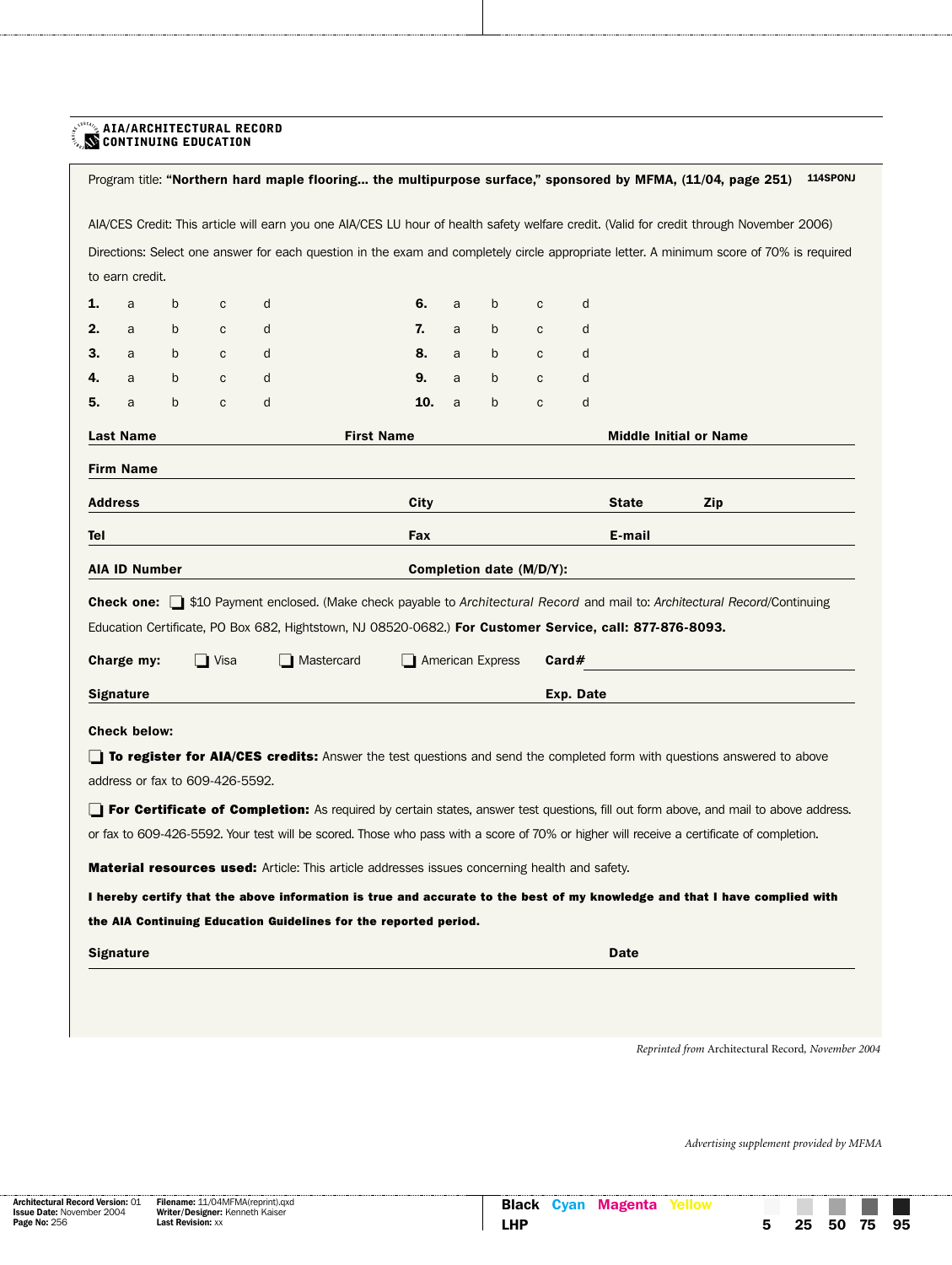**AIA/ARCHITECTURAL RECORD**
**CONTINUING EDUCATION**

Program title: **"Northern hard maple flooring... the multipurpose surface," sponsored by MFMA, (11/04, page 251)** 114SPONJ

AIA/CES Credit: This article will earn you one AIA/CES LU hour of health safety welfare credit. (Valid for credit through November 2006)

Directions: Select one answer for each question in the exam and completely circle appropriate letter. A minimum score of 70% is required to earn credit.

| | | | | | | | | | |
|---|---|---|---|---|---|---|---|---|---|
| **1.** | a | b | c | d | **6.** | a | b | c | d |
| **2.** | a | b | c | d | **7.** | a | b | c | d |
| **3.** | a | b | c | d | **8.** | a | b | c | d |
| **4.** | a | b | c | d | **9.** | a | b | c | d |
| **5.** | a | b | c | d | **10.** | a | b | c | d |

**Last Name** **First Name** **Middle Initial or Name**

**Firm Name**

**Address** **City** **State** **Zip**

**Tel** **Fax** **E-mail**

**AIA ID Number** **Completion date (M/D/Y):**

**Check one:** ❑ $10 Payment enclosed. (Make check payable to *Architectural Record* and mail to: *Architectural Record*/Continuing Education Certificate, PO Box 682, Hightstown, NJ 08520-0682.) **For Customer Service, call: 877-876-8093.**

**Charge my:** ❑ Visa ❑ Mastercard ❑ American Express **Card#**

**Signature** **Exp. Date**

**Check below:**

❑ **To register for AIA/CES credits:** Answer the test questions and send the completed form with questions answered to above address or fax to 609-426-5592.

❑ **For Certificate of Completion:** As required by certain states, answer test questions, fill out form above, and mail to above address. or fax to 609-426-5592. Your test will be scored. Those who pass with a score of 70% or higher will receive a certificate of completion.

**Material resources used:** Article: This article addresses issues concerning health and safety.

**I hereby certify that the above information is true and accurate to the best of my knowledge and that I have complied with the AIA Continuing Education Guidelines for the reported period.**

**Signature** **Date**

*Reprinted from* Architectural Record, *November 2004*

*Advertising supplement provided by MFMA*